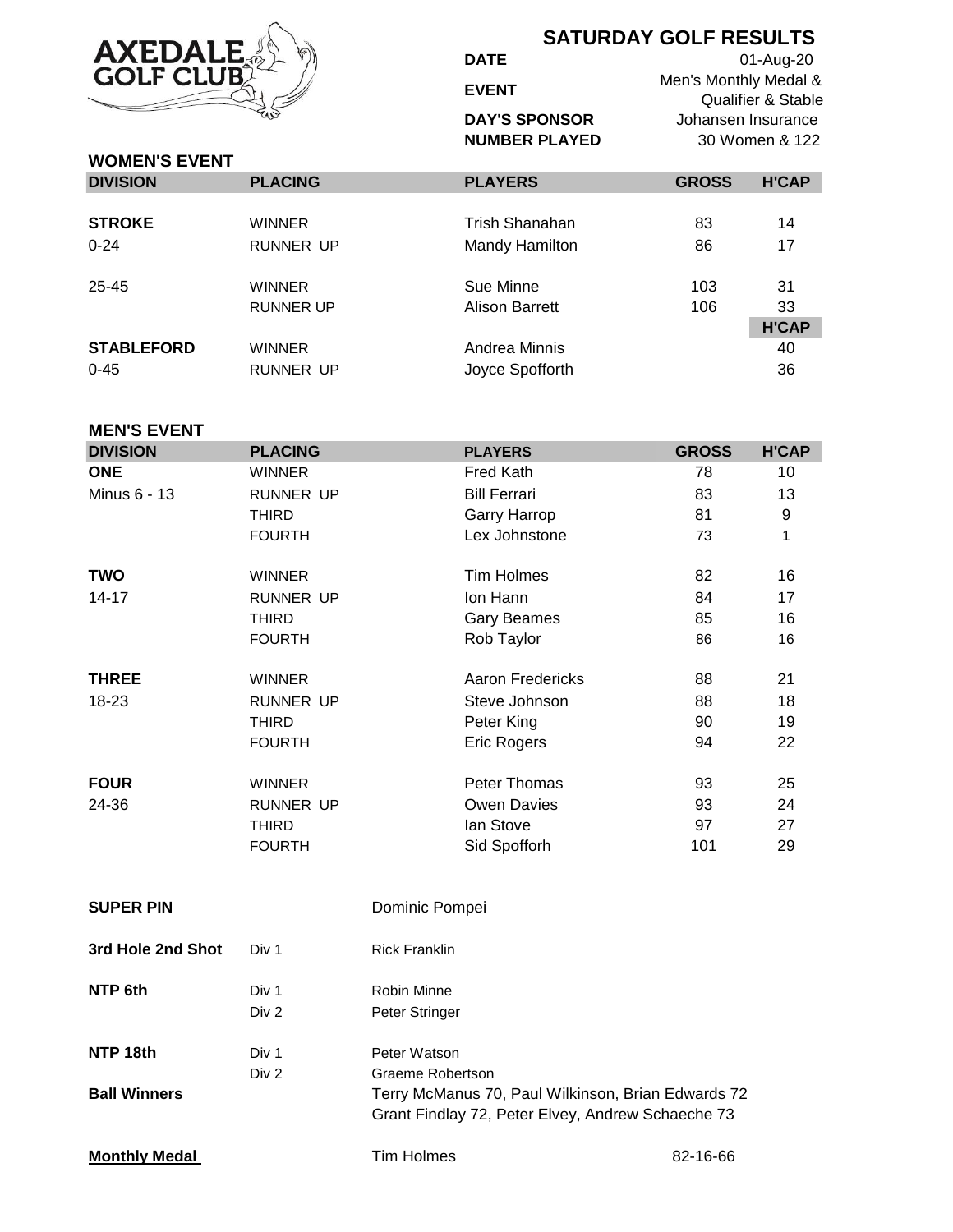AXEDALE GOLF CLUB

# SATURDAY GOLF RESULTS

| | |
|---|---|
| **DATE** | 01-Aug-20 |
| **EVENT** | Men's Monthly Medal & Qualifier & Stable |
| **DAY'S SPONSOR** | Johansen Insurance |
| **NUMBER PLAYED** | 30 Women & 122 |

## WOMEN'S EVENT

| DIVISION | PLACING | PLAYERS | GROSS | H'CAP |
|---|---|---|---|---|
| **STROKE** | WINNER | Trish Shanahan | 83 | 14 |
| 0-24 | RUNNER UP | Mandy Hamilton | 86 | 17 |
| 25-45 | WINNER | Sue Minne | 103 | 31 |
| | RUNNER UP | Alison Barrett | 106 | 33 |
| | | | | **H'CAP** |
| **STABLEFORD** | WINNER | Andrea Minnis | | 40 |
| 0-45 | RUNNER UP | Joyce Spofforth | | 36 |

## MEN'S EVENT

| DIVISION | PLACING | PLAYERS | GROSS | H'CAP |
|---|---|---|---|---|
| **ONE** | WINNER | Fred Kath | 78 | 10 |
| Minus 6 - 13 | RUNNER UP | Bill Ferrari | 83 | 13 |
| | THIRD | Garry Harrop | 81 | 9 |
| | FOURTH | Lex Johnstone | 73 | 1 |
| **TWO** | WINNER | Tim Holmes | 82 | 16 |
| 14-17 | RUNNER UP | Ion Hann | 84 | 17 |
| | THIRD | Gary Beames | 85 | 16 |
| | FOURTH | Rob Taylor | 86 | 16 |
| **THREE** | WINNER | Aaron Fredericks | 88 | 21 |
| 18-23 | RUNNER UP | Steve Johnson | 88 | 18 |
| | THIRD | Peter King | 90 | 19 |
| | FOURTH | Eric Rogers | 94 | 22 |
| **FOUR** | WINNER | Peter Thomas | 93 | 25 |
| 24-36 | RUNNER UP | Owen Davies | 93 | 24 |
| | THIRD | Ian Stove | 97 | 27 |
| | FOURTH | Sid Spofforh | 101 | 29 |

| | | |
|---|---|---|
| **SUPER PIN** | | Dominic Pompei |
| **3rd Hole 2nd Shot** | Div 1 | Rick Franklin |
| **NTP 6th** | Div 1 | Robin Minne |
| | Div 2 | Peter Stringer |
| **NTP 18th** | Div 1 | Peter Watson |
| | Div 2 | Graeme Robertson |
| **Ball Winners** | | Terry McManus 70, Paul Wilkinson, Brian Edwards 72<br>Grant Findlay 72, Peter Elvey, Andrew Schaeche 73 |

**Monthly Medal** — Tim Holmes 82-16-66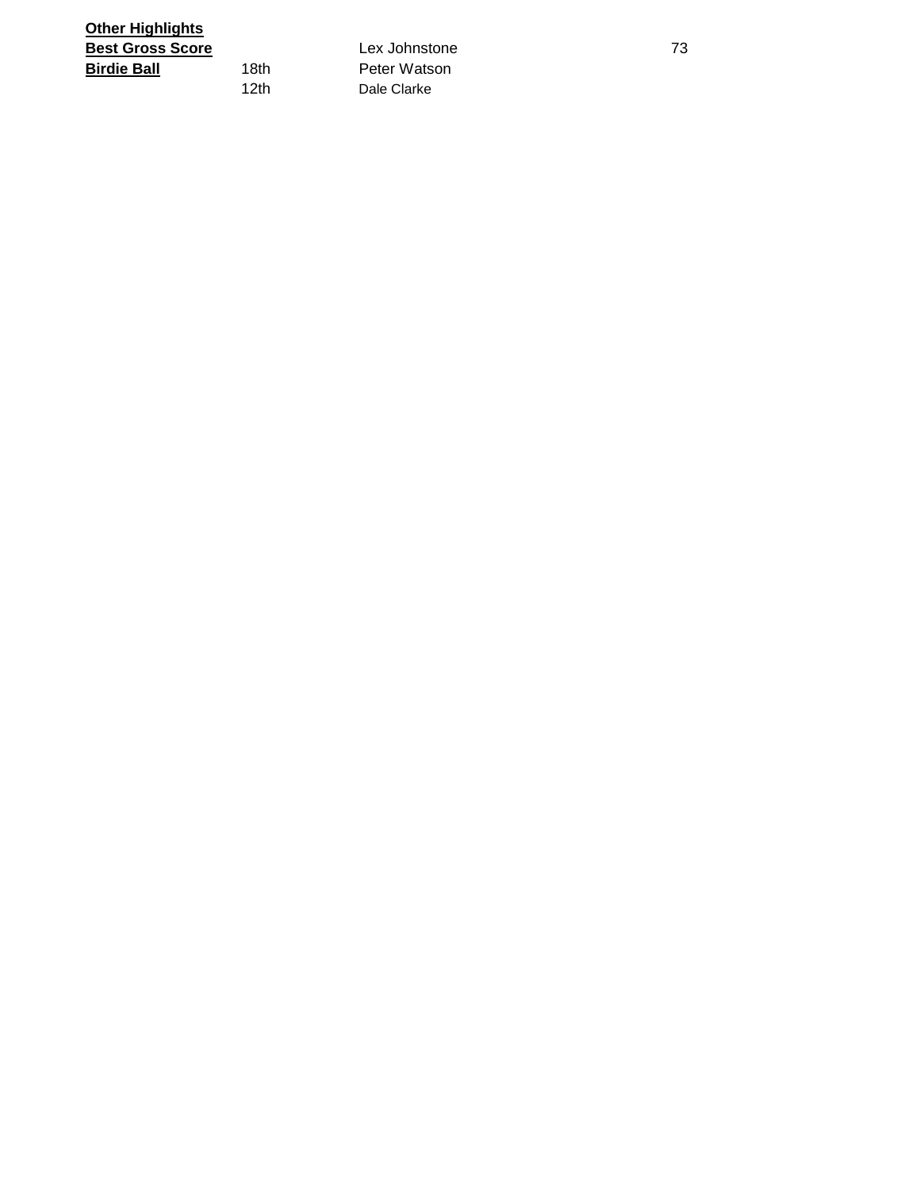**Other Highlights**

| | | | |
|---|---|---|---|
| **Best Gross Score** | | Lex Johnstone | 73 |
| **Birdie Ball** | 18th | Peter Watson | |
| | 12th | Dale Clarke | |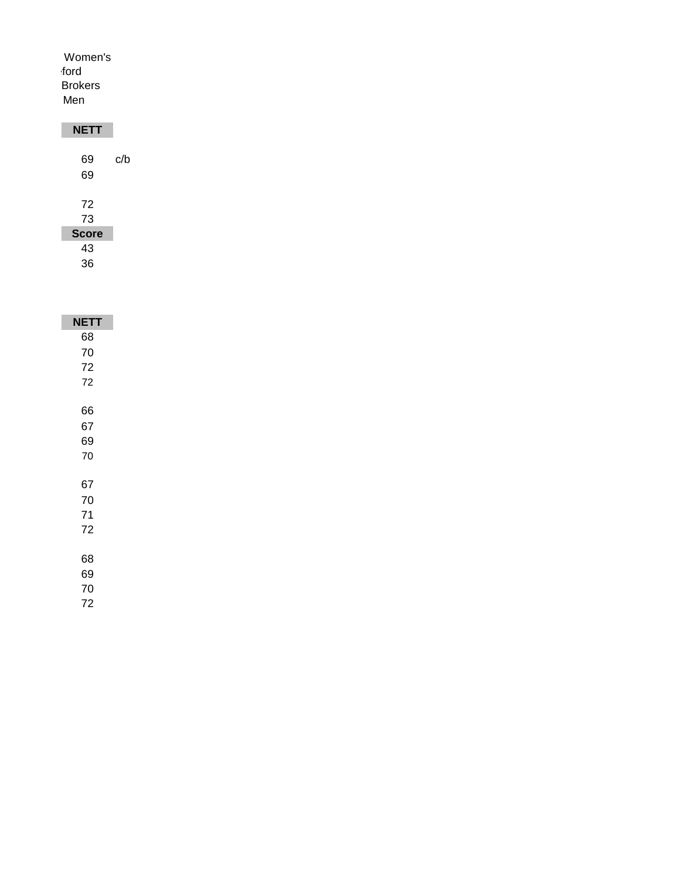Women's
ford
Brokers
Men

| NETT | |
|---|---|
| 69 | c/b |
| 69 | |
| | |
| 72 | |
| 73 | |

| Score |
|---|
| 43 |
| 36 |

| NETT |
|---|
| 68 |
| 70 |
| 72 |
| 72 |
| |
| 66 |
| 67 |
| 69 |
| 70 |
| |
| 67 |
| 70 |
| 71 |
| 72 |
| |
| 68 |
| 69 |
| 70 |
| 72 |